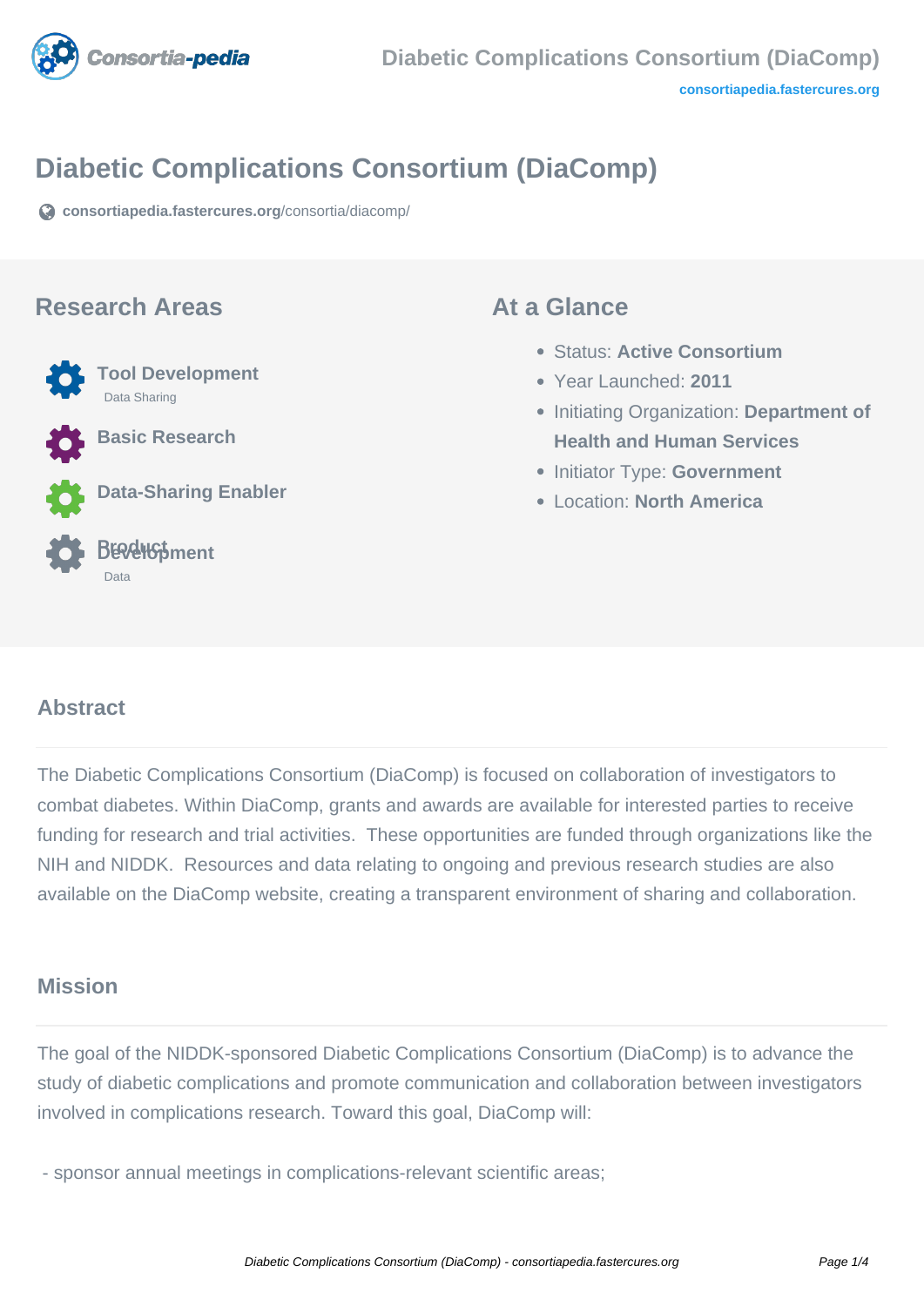# Diabetic Complications Consortium (DiaComp)

consortiapedia.fastercures.org/consortia/diacomp/

## Research Areas

**Tool Development**
Data Sharing

**Basic Research**

**Data-Sharing Enabler**

**Product Development**
Data

## At a Glance

- Status: **Active Consortium**
- Year Launched: **2011**
- Initiating Organization: **Department of Health and Human Services**
- Initiator Type: **Government**
- Location: **North America**

## Abstract

The Diabetic Complications Consortium (DiaComp) is focused on collaboration of investigators to combat diabetes. Within DiaComp, grants and awards are available for interested parties to receive funding for research and trial activities. These opportunities are funded through organizations like the NIH and NIDDK. Resources and data relating to ongoing and previous research studies are also available on the DiaComp website, creating a transparent environment of sharing and collaboration.

## Mission

The goal of the NIDDK-sponsored Diabetic Complications Consortium (DiaComp) is to advance the study of diabetic complications and promote communication and collaboration between investigators involved in complications research. Toward this goal, DiaComp will:

- sponsor annual meetings in complications-relevant scientific areas;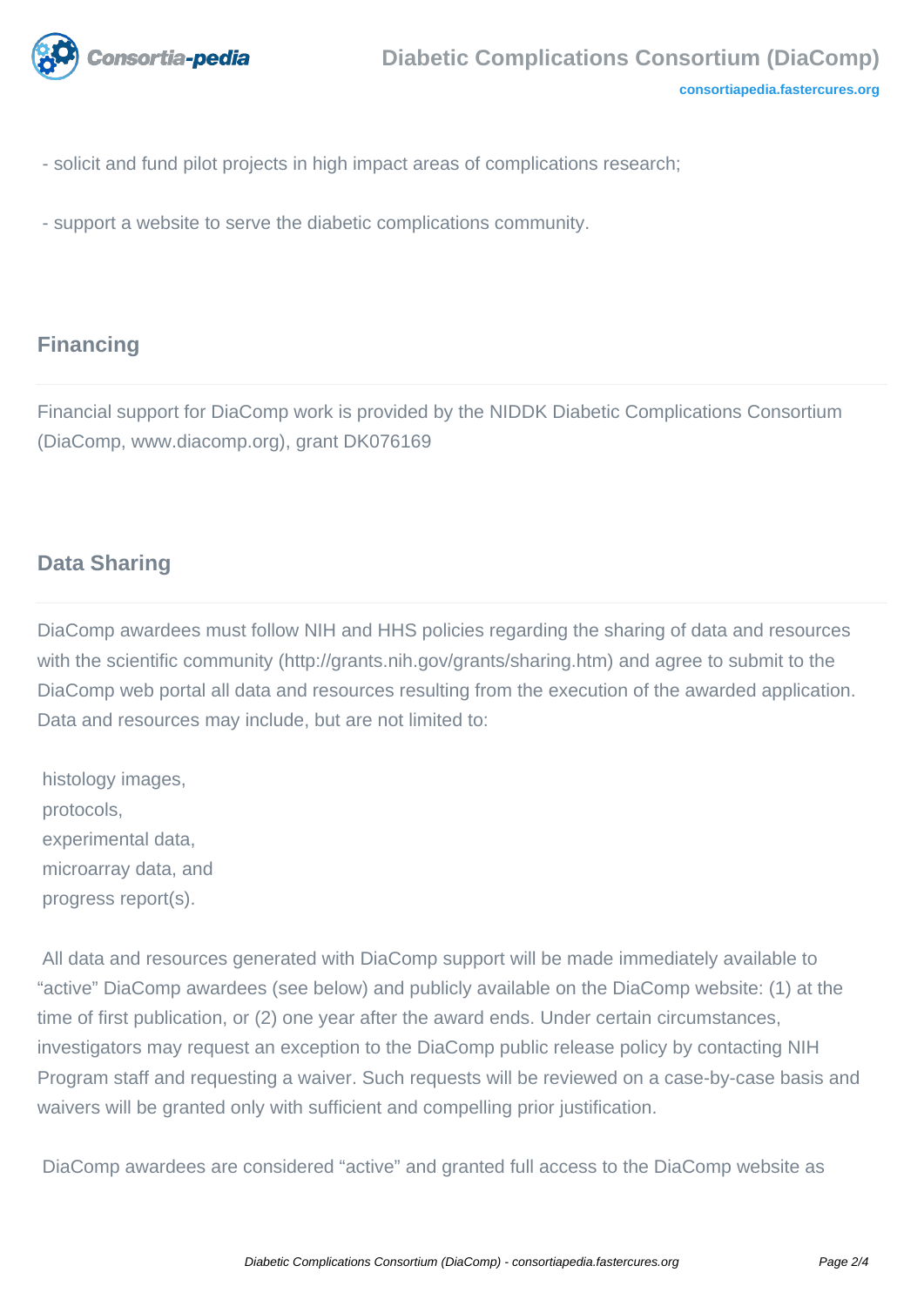- solicit and fund pilot projects in high impact areas of complications research;

- support a website to serve the diabetic complications community.

## Financing

Financial support for DiaComp work is provided by the NIDDK Diabetic Complications Consortium (DiaComp, www.diacomp.org), grant DK076169

## Data Sharing

DiaComp awardees must follow NIH and HHS policies regarding the sharing of data and resources with the scientific community (http://grants.nih.gov/grants/sharing.htm) and agree to submit to the DiaComp web portal all data and resources resulting from the execution of the awarded application. Data and resources may include, but are not limited to:

histology images,
protocols,
experimental data,
microarray data, and
progress report(s).

All data and resources generated with DiaComp support will be made immediately available to "active" DiaComp awardees (see below) and publicly available on the DiaComp website: (1) at the time of first publication, or (2) one year after the award ends. Under certain circumstances, investigators may request an exception to the DiaComp public release policy by contacting NIH Program staff and requesting a waiver. Such requests will be reviewed on a case-by-case basis and waivers will be granted only with sufficient and compelling prior justification.

DiaComp awardees are considered "active" and granted full access to the DiaComp website as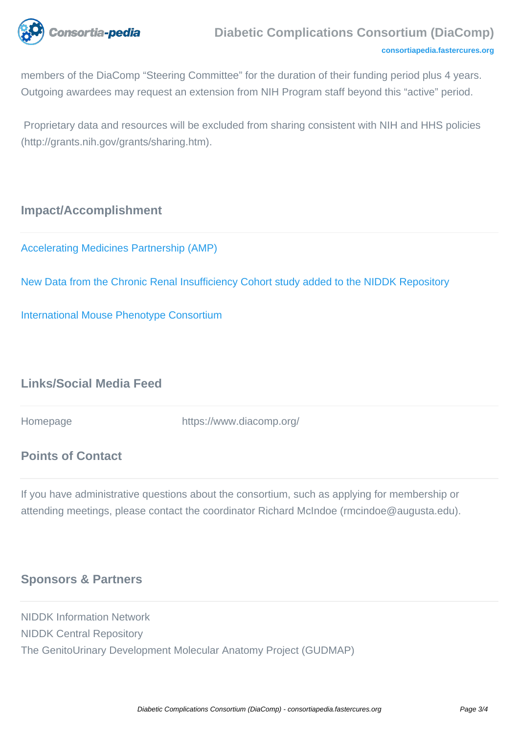members of the DiaComp “Steering Committee” for the duration of their funding period plus 4 years. Outgoing awardees may request an extension from NIH Program staff beyond this “active” period.

Proprietary data and resources will be excluded from sharing consistent with NIH and HHS policies (http://grants.nih.gov/grants/sharing.htm).

## Impact/Accomplishment

Accelerating Medicines Partnership (AMP)

New Data from the Chronic Renal Insufficiency Cohort study added to the NIDDK Repository

International Mouse Phenotype Consortium

## Links/Social Media Feed

| Homepage | https://www.diacomp.org/ |
| --- | --- |

## Points of Contact

If you have administrative questions about the consortium, such as applying for membership or attending meetings, please contact the coordinator Richard McIndoe (rmcindoe@augusta.edu).

## Sponsors & Partners

NIDDK Information Network
NIDDK Central Repository
The GenitoUrinary Development Molecular Anatomy Project (GUDMAP)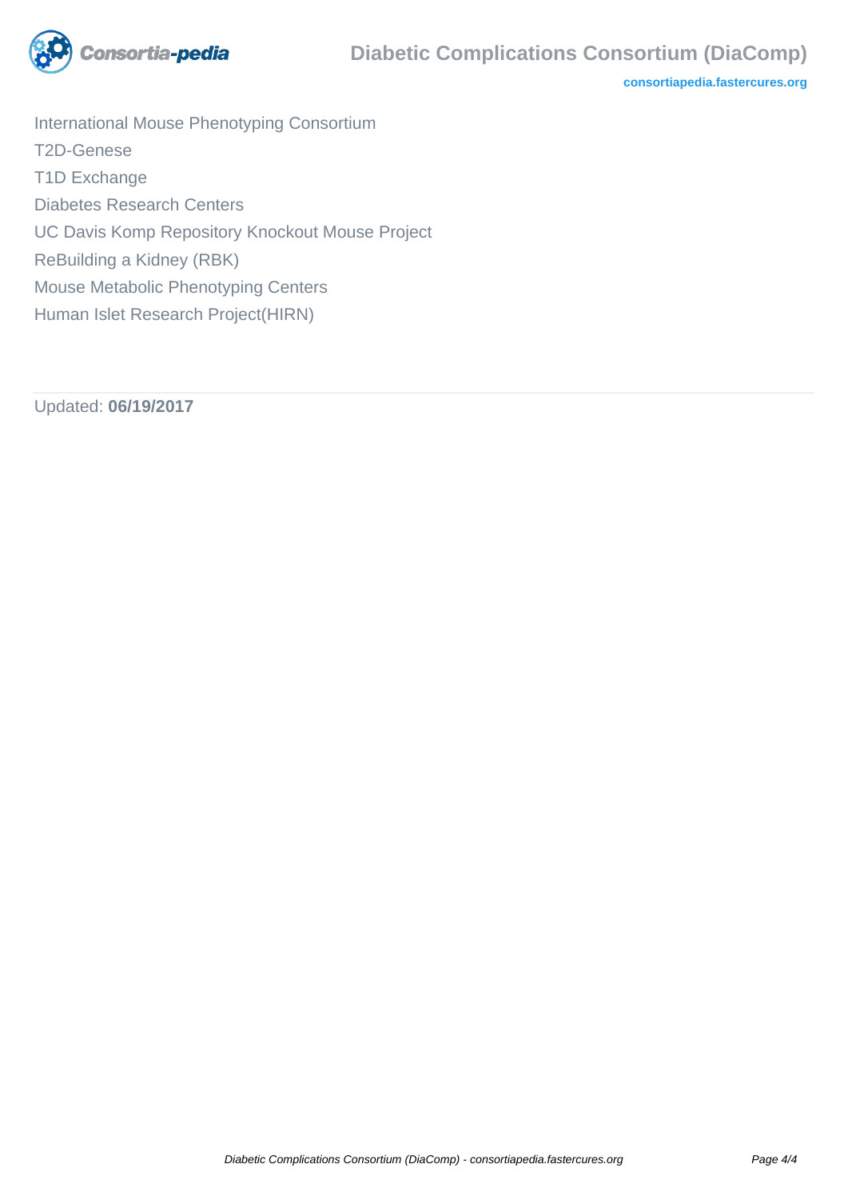International Mouse Phenotyping Consortium
T2D-Genese
T1D Exchange
Diabetes Research Centers
UC Davis Komp Repository Knockout Mouse Project
ReBuilding a Kidney (RBK)
Mouse Metabolic Phenotyping Centers
Human Islet Research Project(HIRN)

Updated: **06/19/2017**